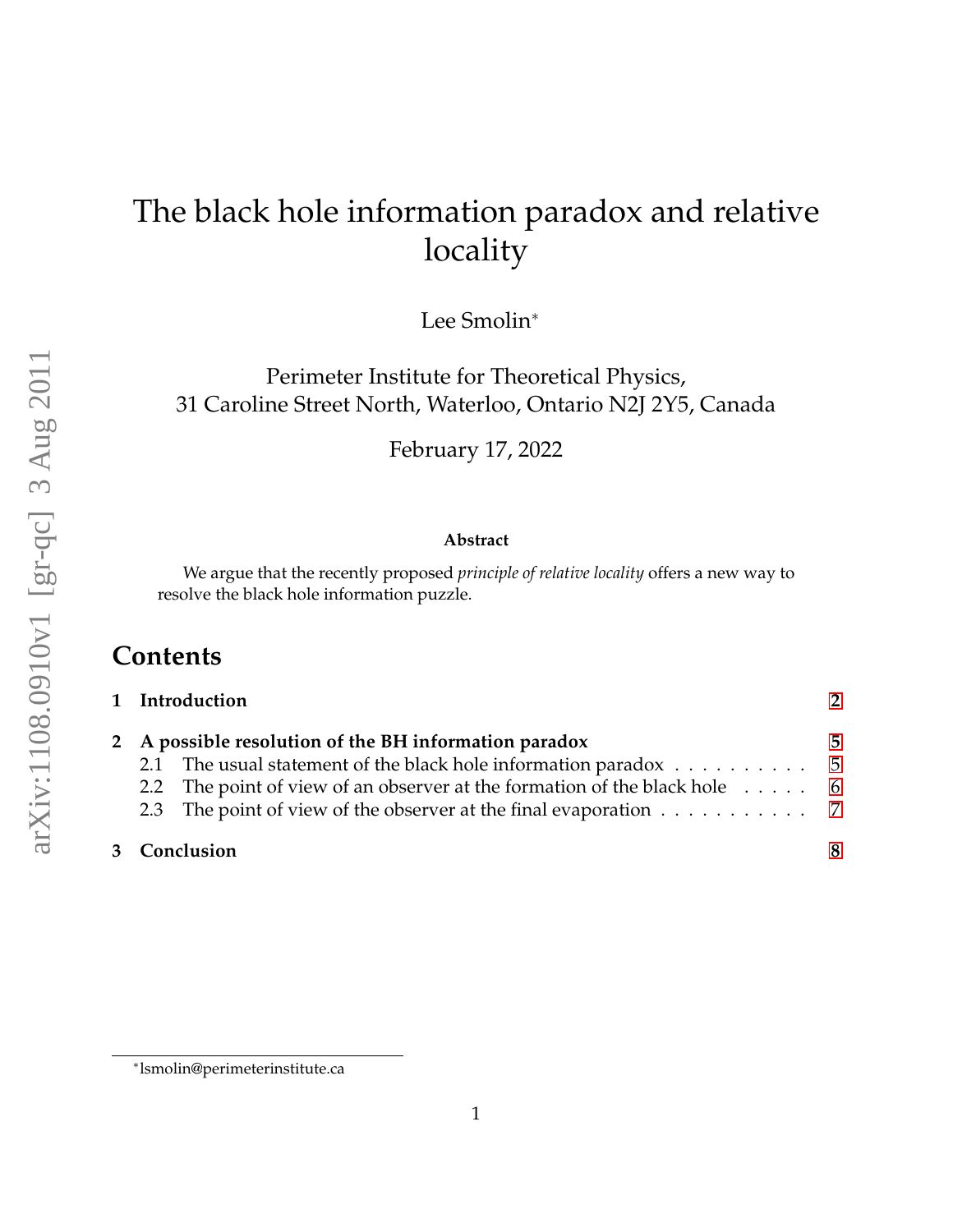# The black hole information paradox and relative locality

Lee Smolin*

Perimeter Institute for Theoretical Physics,
31 Caroline Street North, Waterloo, Ontario N2J 2Y5, Canada

February 17, 2022

arXiv:1108.0910v1 [gr-qc] 3 Aug 2011

**Abstract**

We argue that the recently proposed *principle of relative locality* offers a new way to resolve the black hole information puzzle.

## Contents

**1 Introduction** — 2

**2 A possible resolution of the BH information paradox** — 5
- 2.1 The usual statement of the black hole information paradox — 5
- 2.2 The point of view of an observer at the formation of the black hole — 6
- 2.3 The point of view of the observer at the final evaporation — 7

**3 Conclusion** — 8

*lsmolin@perimeterinstitute.ca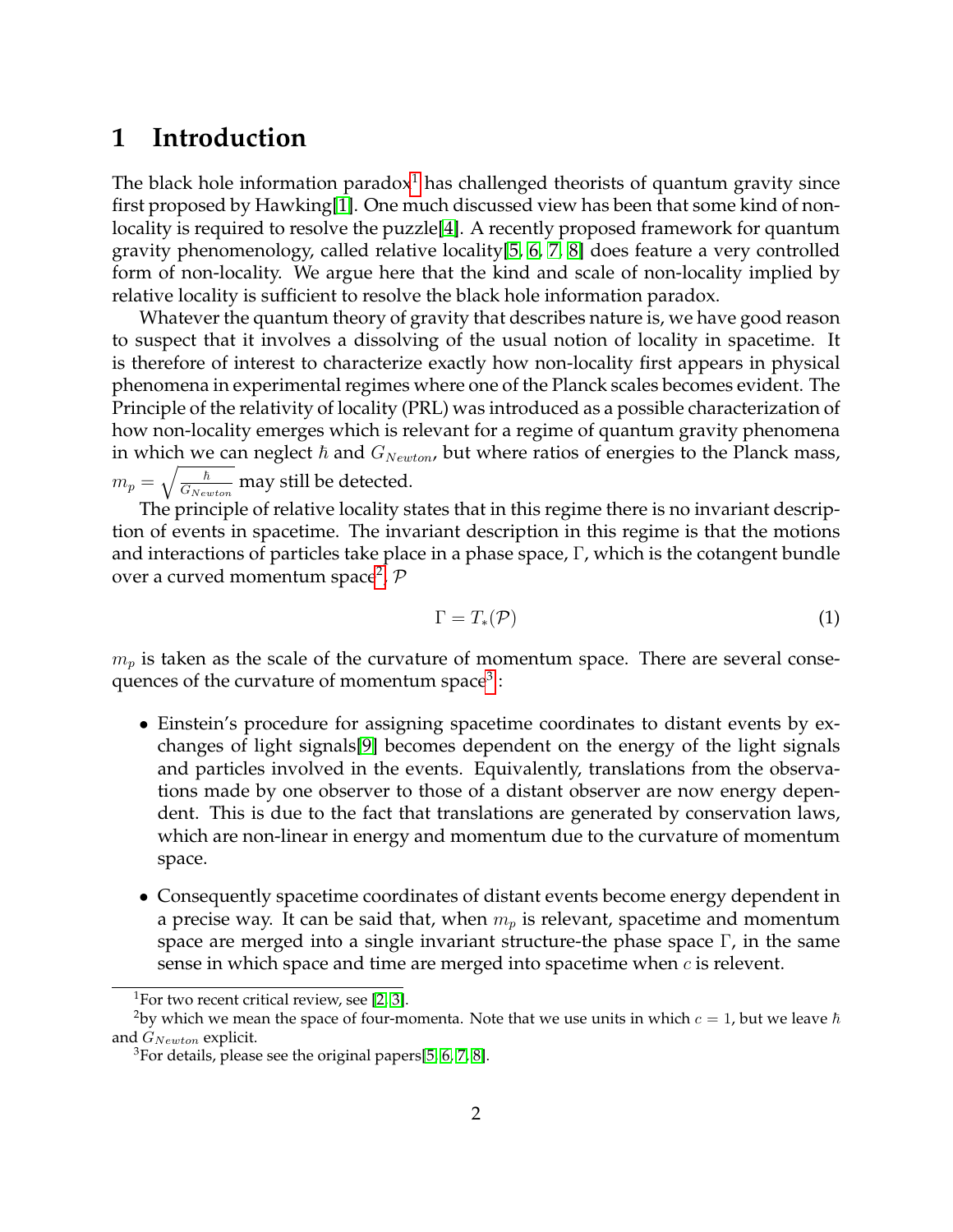# 1 Introduction

The black hole information paradox[1] has challenged theorists of quantum gravity since first proposed by Hawking[1]. One much discussed view has been that some kind of non-locality is required to resolve the puzzle[4]. A recently proposed framework for quantum gravity phenomenology, called relative locality[5, 6, 7, 8] does feature a very controlled form of non-locality. We argue here that the kind and scale of non-locality implied by relative locality is sufficient to resolve the black hole information paradox.

Whatever the quantum theory of gravity that describes nature is, we have good reason to suspect that it involves a dissolving of the usual notion of locality in spacetime. It is therefore of interest to characterize exactly how non-locality first appears in physical phenomena in experimental regimes where one of the Planck scales becomes evident. The Principle of the relativity of locality (PRL) was introduced as a possible characterization of how non-locality emerges which is relevant for a regime of quantum gravity phenomena in which we can neglect $\hbar$ and $G_{Newton}$, but where ratios of energies to the Planck mass, $m_p = \sqrt{\frac{\hbar}{G_{Newton}}}$ may still be detected.

The principle of relative locality states that in this regime there is no invariant description of events in spacetime. The invariant description in this regime is that the motions and interactions of particles take place in a phase space, $\Gamma$, which is the cotangent bundle over a curved momentum space[2], $\mathcal{P}$

$$\Gamma = T_*(\mathcal{P}) \tag{1}$$

$m_p$ is taken as the scale of the curvature of momentum space. There are several consequences of the curvature of momentum space[3]:

- Einstein's procedure for assigning spacetime coordinates to distant events by exchanges of light signals[9] becomes dependent on the energy of the light signals and particles involved in the events. Equivalently, translations from the observations made by one observer to those of a distant observer are now energy dependent. This is due to the fact that translations are generated by conservation laws, which are non-linear in energy and momentum due to the curvature of momentum space.

- Consequently spacetime coordinates of distant events become energy dependent in a precise way. It can be said that, when $m_p$ is relevant, spacetime and momentum space are merged into a single invariant structure-the phase space $\Gamma$, in the same sense in which space and time are merged into spacetime when $c$ is relevent.

---

[1] For two recent critical review, see [2, 3].

[2] by which we mean the space of four-momenta. Note that we use units in which $c = 1$, but we leave $\hbar$ and $G_{Newton}$ explicit.

[3] For details, please see the original papers[5, 6, 7, 8].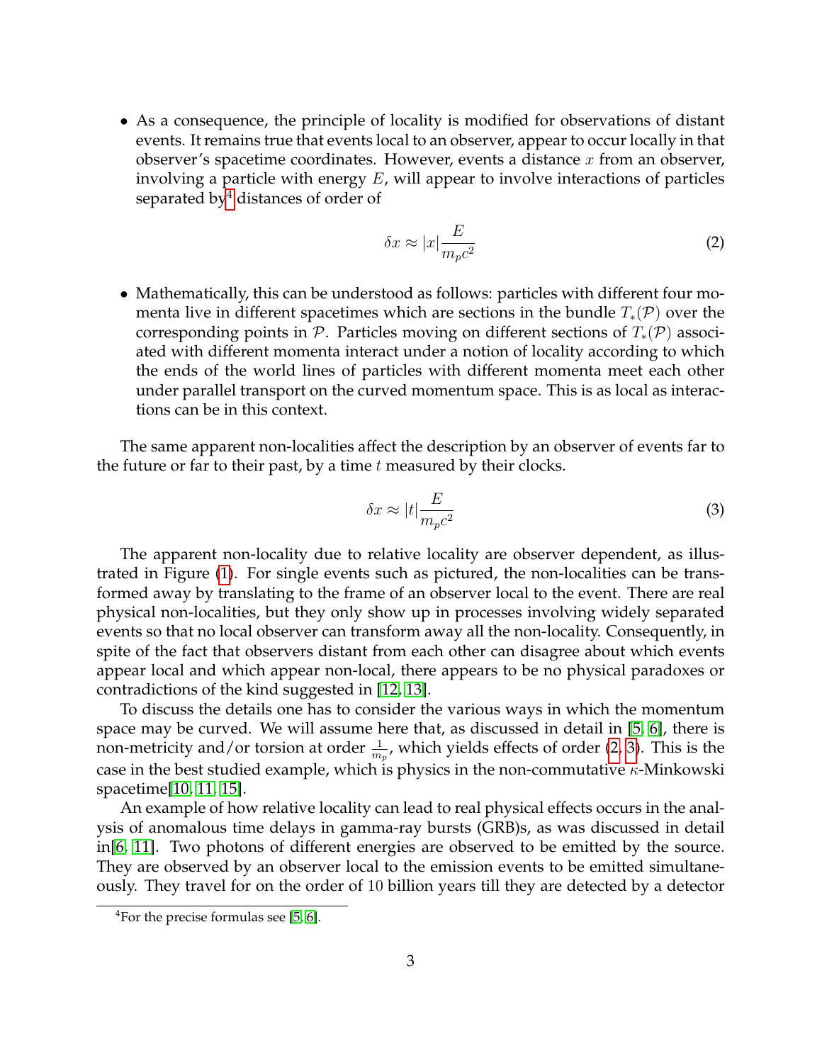- As a consequence, the principle of locality is modified for observations of distant events. It remains true that events local to an observer, appear to occur locally in that observer's spacetime coordinates. However, events a distance $x$ from an observer, involving a particle with energy $E$, will appear to involve interactions of particles separated by[4] distances of order of

$$\delta x \approx |x| \frac{E}{m_p c^2} \tag{2}$$

- Mathematically, this can be understood as follows: particles with different four momenta live in different spacetimes which are sections in the bundle $T_*(\mathcal{P})$ over the corresponding points in $\mathcal{P}$. Particles moving on different sections of $T_*(\mathcal{P})$ associated with different momenta interact under a notion of locality according to which the ends of the world lines of particles with different momenta meet each other under parallel transport on the curved momentum space. This is as local as interactions can be in this context.

The same apparent non-localities affect the description by an observer of events far to the future or far to their past, by a time $t$ measured by their clocks.

$$\delta x \approx |t| \frac{E}{m_p c^2} \tag{3}$$

The apparent non-locality due to relative locality are observer dependent, as illustrated in Figure (1). For single events such as pictured, the non-localities can be transformed away by translating to the frame of an observer local to the event. There are real physical non-localities, but they only show up in processes involving widely separated events so that no local observer can transform away all the non-locality. Consequently, in spite of the fact that observers distant from each other can disagree about which events appear local and which appear non-local, there appears to be no physical paradoxes or contradictions of the kind suggested in [12, 13].

To discuss the details one has to consider the various ways in which the momentum space may be curved. We will assume here that, as discussed in detail in [5, 6], there is non-metricity and/or torsion at order $\frac{1}{m_p}$, which yields effects of order (2, 3). This is the case in the best studied example, which is physics in the non-commutative $\kappa$-Minkowski spacetime[10, 11, 15].

An example of how relative locality can lead to real physical effects occurs in the analysis of anomalous time delays in gamma-ray bursts (GRB)s, as was discussed in detail in[6, 11]. Two photons of different energies are observed to be emitted by the source. They are observed by an observer local to the emission events to be emitted simultaneously. They travel for on the order of 10 billion years till they are detected by a detector

[4] For the precise formulas see [5, 6].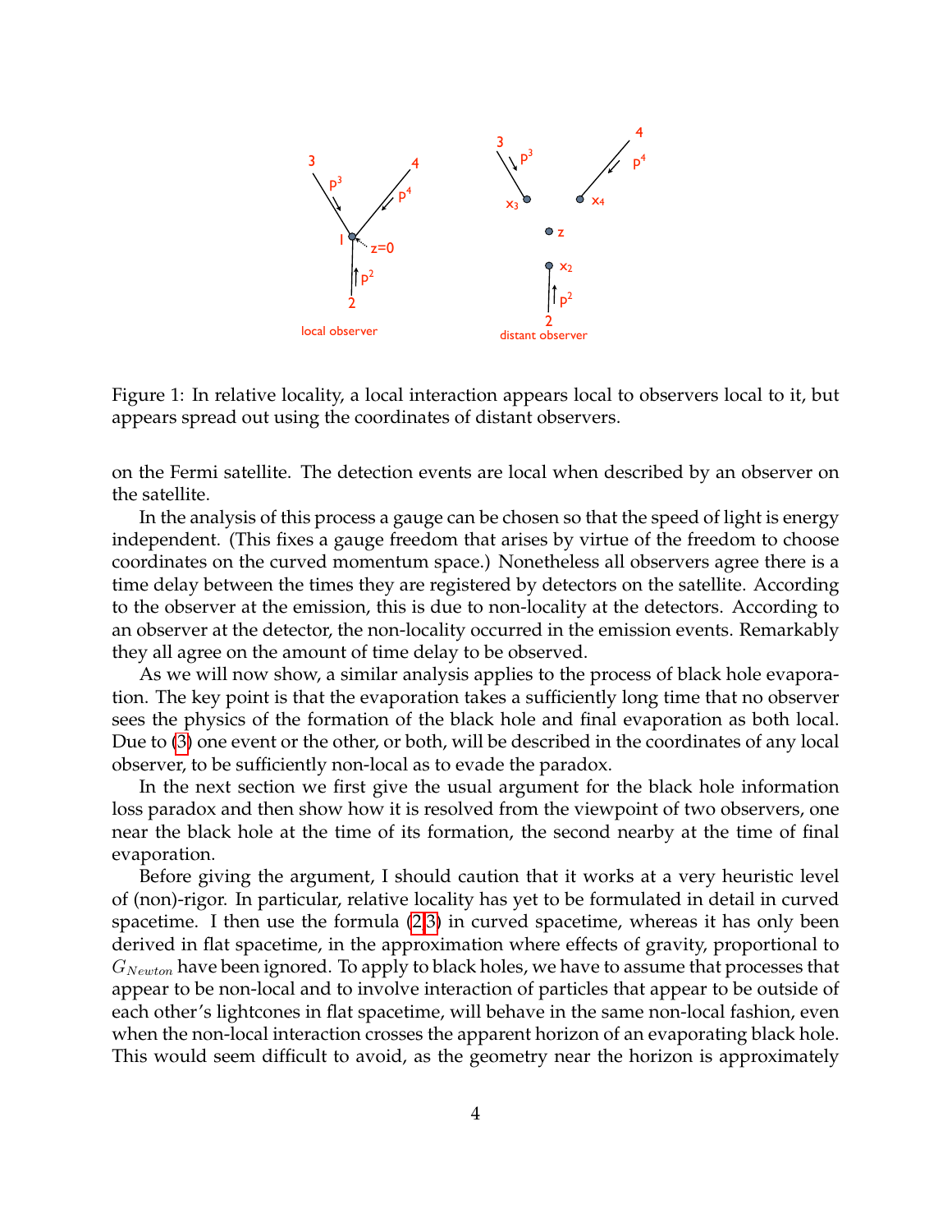Figure 1: In relative locality, a local interaction appears local to observers local to it, but appears spread out using the coordinates of distant observers.

on the Fermi satellite. The detection events are local when described by an observer on the satellite.

In the analysis of this process a gauge can be chosen so that the speed of light is energy independent. (This fixes a gauge freedom that arises by virtue of the freedom to choose coordinates on the curved momentum space.) Nonetheless all observers agree there is a time delay between the times they are registered by detectors on the satellite. According to the observer at the emission, this is due to non-locality at the detectors. According to an observer at the detector, the non-locality occurred in the emission events. Remarkably they all agree on the amount of time delay to be observed.

As we will now show, a similar analysis applies to the process of black hole evaporation. The key point is that the evaporation takes a sufficiently long time that no observer sees the physics of the formation of the black hole and final evaporation as both local. Due to (3) one event or the other, or both, will be described in the coordinates of any local observer, to be sufficiently non-local as to evade the paradox.

In the next section we first give the usual argument for the black hole information loss paradox and then show how it is resolved from the viewpoint of two observers, one near the black hole at the time of its formation, the second nearby at the time of final evaporation.

Before giving the argument, I should caution that it works at a very heuristic level of (non)-rigor. In particular, relative locality has yet to be formulated in detail in curved spacetime. I then use the formula (2,3) in curved spacetime, whereas it has only been derived in flat spacetime, in the approximation where effects of gravity, proportional to $G_{Newton}$ have been ignored. To apply to black holes, we have to assume that processes that appear to be non-local and to involve interaction of particles that appear to be outside of each other's lightcones in flat spacetime, will behave in the same non-local fashion, even when the non-local interaction crosses the apparent horizon of an evaporating black hole. This would seem difficult to avoid, as the geometry near the horizon is approximately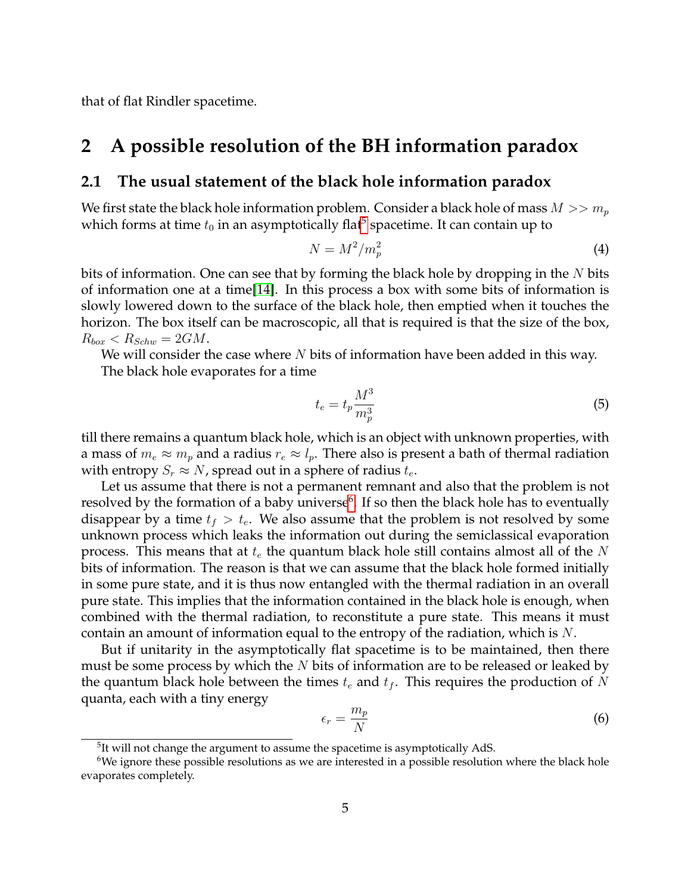that of flat Rindler spacetime.

# 2 A possible resolution of the BH information paradox

## 2.1 The usual statement of the black hole information paradox

We first state the black hole information problem. Consider a black hole of mass $M >> m_p$ which forms at time $t_0$ in an asymptotically flat[5] spacetime. It can contain up to

$$N = M^2/m_p^2 \tag{4}$$

bits of information. One can see that by forming the black hole by dropping in the $N$ bits of information one at a time[14]. In this process a box with some bits of information is slowly lowered down to the surface of the black hole, then emptied when it touches the horizon. The box itself can be macroscopic, all that is required is that the size of the box, $R_{box} < R_{Schw} = 2GM$.

We will consider the case where $N$ bits of information have been added in this way.

The black hole evaporates for a time

$$t_e = t_p \frac{M^3}{m_p^3} \tag{5}$$

till there remains a quantum black hole, which is an object with unknown properties, with a mass of $m_e \approx m_p$ and a radius $r_e \approx l_p$. There also is present a bath of thermal radiation with entropy $S_r \approx N$, spread out in a sphere of radius $t_e$.

Let us assume that there is not a permanent remnant and also that the problem is not resolved by the formation of a baby universe[6]. If so then the black hole has to eventually disappear by a time $t_f > t_e$. We also assume that the problem is not resolved by some unknown process which leaks the information out during the semiclassical evaporation process. This means that at $t_e$ the quantum black hole still contains almost all of the $N$ bits of information. The reason is that we can assume that the black hole formed initially in some pure state, and it is thus now entangled with the thermal radiation in an overall pure state. This implies that the information contained in the black hole is enough, when combined with the thermal radiation, to reconstitute a pure state. This means it must contain an amount of information equal to the entropy of the radiation, which is $N$.

But if unitarity in the asymptotically flat spacetime is to be maintained, then there must be some process by which the $N$ bits of information are to be released or leaked by the quantum black hole between the times $t_e$ and $t_f$. This requires the production of $N$ quanta, each with a tiny energy

$$\epsilon_r = \frac{m_p}{N} \tag{6}$$

[5] It will not change the argument to assume the spacetime is asymptotically AdS.

[6] We ignore these possible resolutions as we are interested in a possible resolution where the black hole evaporates completely.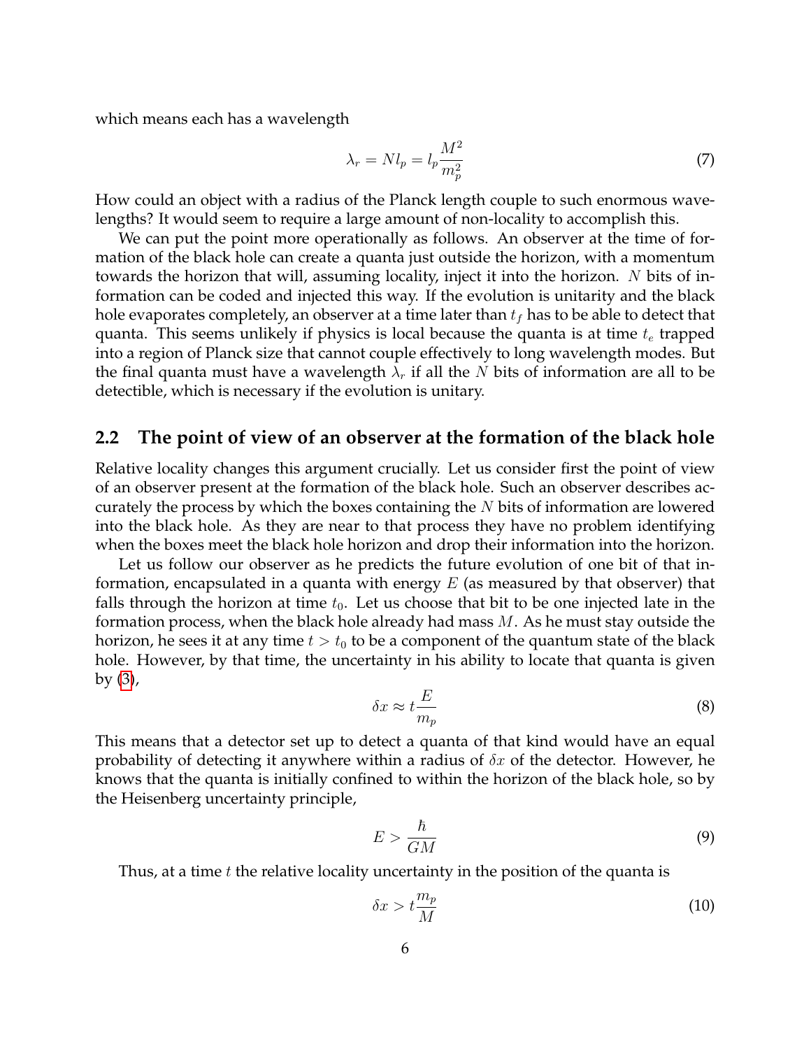which means each has a wavelength

$$\lambda_r = N l_p = l_p \frac{M^2}{m_p^2} \tag{7}$$

How could an object with a radius of the Planck length couple to such enormous wavelengths? It would seem to require a large amount of non-locality to accomplish this.

We can put the point more operationally as follows. An observer at the time of formation of the black hole can create a quanta just outside the horizon, with a momentum towards the horizon that will, assuming locality, inject it into the horizon. $N$ bits of information can be coded and injected this way. If the evolution is unitarity and the black hole evaporates completely, an observer at a time later than $t_f$ has to be able to detect that quanta. This seems unlikely if physics is local because the quanta is at time $t_e$ trapped into a region of Planck size that cannot couple effectively to long wavelength modes. But the final quanta must have a wavelength $\lambda_r$ if all the $N$ bits of information are all to be detectible, which is necessary if the evolution is unitary.

## 2.2 The point of view of an observer at the formation of the black hole

Relative locality changes this argument crucially. Let us consider first the point of view of an observer present at the formation of the black hole. Such an observer describes accurately the process by which the boxes containing the $N$ bits of information are lowered into the black hole. As they are near to that process they have no problem identifying when the boxes meet the black hole horizon and drop their information into the horizon.

Let us follow our observer as he predicts the future evolution of one bit of that information, encapsulated in a quanta with energy $E$ (as measured by that observer) that falls through the horizon at time $t_0$. Let us choose that bit to be one injected late in the formation process, when the black hole already had mass $M$. As he must stay outside the horizon, he sees it at any time $t > t_0$ to be a component of the quantum state of the black hole. However, by that time, the uncertainty in his ability to locate that quanta is given by (3),

$$\delta x \approx t \frac{E}{m_p} \tag{8}$$

This means that a detector set up to detect a quanta of that kind would have an equal probability of detecting it anywhere within a radius of $\delta x$ of the detector. However, he knows that the quanta is initially confined to within the horizon of the black hole, so by the Heisenberg uncertainty principle,

$$E > \frac{\hbar}{GM} \tag{9}$$

Thus, at a time $t$ the relative locality uncertainty in the position of the quanta is

$$\delta x > t \frac{m_p}{M} \tag{10}$$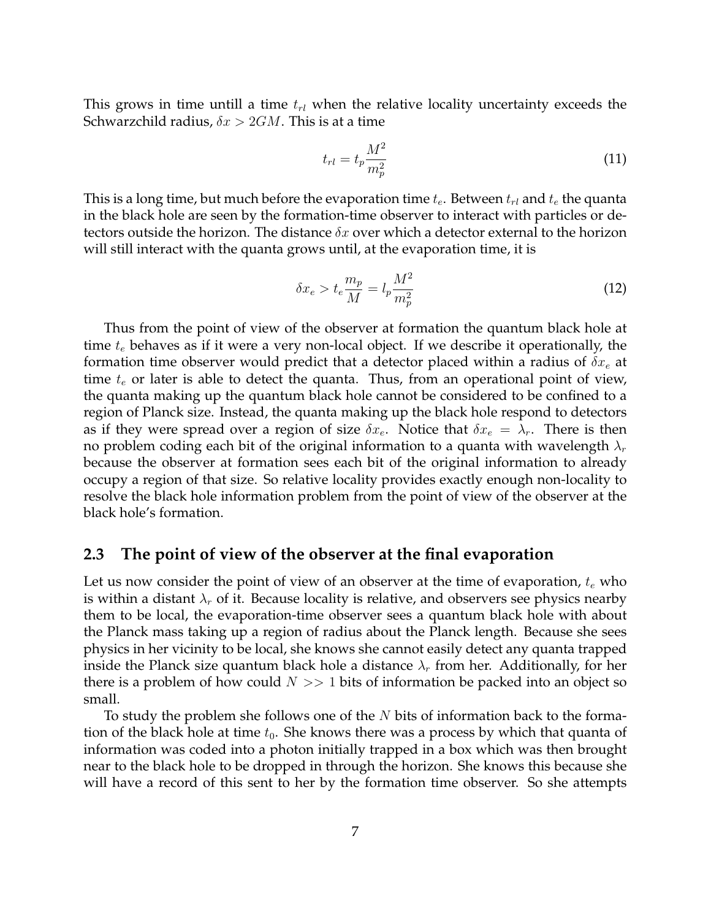This grows in time untill a time $t_{rl}$ when the relative locality uncertainty exceeds the Schwarzchild radius, $\delta x > 2GM$. This is at a time

$$t_{rl} = t_p \frac{M^2}{m_p^2} \tag{11}$$

This is a long time, but much before the evaporation time $t_e$. Between $t_{rl}$ and $t_e$ the quanta in the black hole are seen by the formation-time observer to interact with particles or detectors outside the horizon. The distance $\delta x$ over which a detector external to the horizon will still interact with the quanta grows until, at the evaporation time, it is

$$\delta x_e > t_e \frac{m_p}{M} = l_p \frac{M^2}{m_p^2} \tag{12}$$

Thus from the point of view of the observer at formation the quantum black hole at time $t_e$ behaves as if it were a very non-local object. If we describe it operationally, the formation time observer would predict that a detector placed within a radius of $\delta x_e$ at time $t_e$ or later is able to detect the quanta. Thus, from an operational point of view, the quanta making up the quantum black hole cannot be considered to be confined to a region of Planck size. Instead, the quanta making up the black hole respond to detectors as if they were spread over a region of size $\delta x_e$. Notice that $\delta x_e = \lambda_r$. There is then no problem coding each bit of the original information to a quanta with wavelength $\lambda_r$ because the observer at formation sees each bit of the original information to already occupy a region of that size. So relative locality provides exactly enough non-locality to resolve the black hole information problem from the point of view of the observer at the black hole's formation.

### 2.3 The point of view of the observer at the final evaporation

Let us now consider the point of view of an observer at the time of evaporation, $t_e$ who is within a distant $\lambda_r$ of it. Because locality is relative, and observers see physics nearby them to be local, the evaporation-time observer sees a quantum black hole with about the Planck mass taking up a region of radius about the Planck length. Because she sees physics in her vicinity to be local, she knows she cannot easily detect any quanta trapped inside the Planck size quantum black hole a distance $\lambda_r$ from her. Additionally, for her there is a problem of how could $N >> 1$ bits of information be packed into an object so small.

To study the problem she follows one of the $N$ bits of information back to the formation of the black hole at time $t_0$. She knows there was a process by which that quanta of information was coded into a photon initially trapped in a box which was then brought near to the black hole to be dropped in through the horizon. She knows this because she will have a record of this sent to her by the formation time observer. So she attempts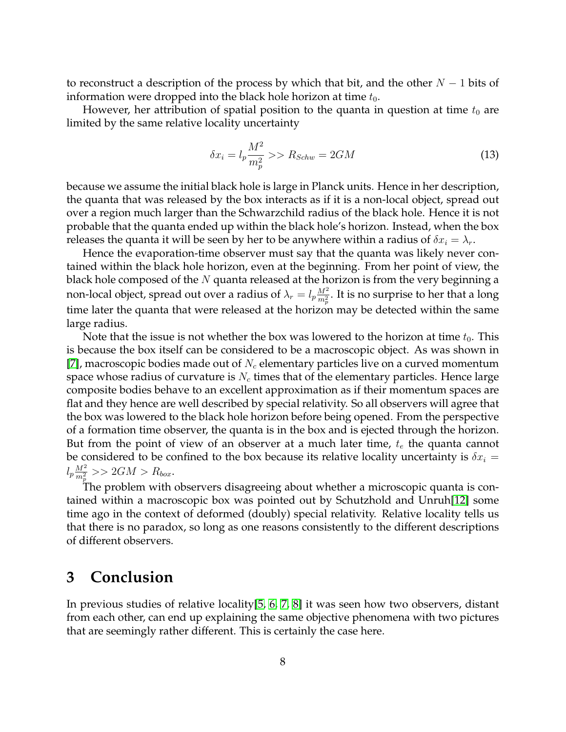to reconstruct a description of the process by which that bit, and the other $N-1$ bits of information were dropped into the black hole horizon at time $t_0$.

However, her attribution of spatial position to the quanta in question at time $t_0$ are limited by the same relative locality uncertainty

$$\delta x_i = l_p \frac{M^2}{m_p^2} >> R_{Schw} = 2GM \tag{13}$$

because we assume the initial black hole is large in Planck units. Hence in her description, the quanta that was released by the box interacts as if it is a non-local object, spread out over a region much larger than the Schwarzchild radius of the black hole. Hence it is not probable that the quanta ended up within the black hole's horizon. Instead, when the box releases the quanta it will be seen by her to be anywhere within a radius of $\delta x_i = \lambda_r$.

Hence the evaporation-time observer must say that the quanta was likely never contained within the black hole horizon, even at the beginning. From her point of view, the black hole composed of the $N$ quanta released at the horizon is from the very beginning a non-local object, spread out over a radius of $\lambda_r = l_p \frac{M^2}{m_p^2}$. It is no surprise to her that a long time later the quanta that were released at the horizon may be detected within the same large radius.

Note that the issue is not whether the box was lowered to the horizon at time $t_0$. This is because the box itself can be considered to be a macroscopic object. As was shown in [7], macroscopic bodies made out of $N_c$ elementary particles live on a curved momentum space whose radius of curvature is $N_c$ times that of the elementary particles. Hence large composite bodies behave to an excellent approximation as if their momentum spaces are flat and they hence are well described by special relativity. So all observers will agree that the box was lowered to the black hole horizon before being opened. From the perspective of a formation time observer, the quanta is in the box and is ejected through the horizon. But from the point of view of an observer at a much later time, $t_e$ the quanta cannot be considered to be confined to the box because its relative locality uncertainty is $\delta x_i = l_p \frac{M^2}{m_p^2} >> 2GM > R_{box}$.

The problem with observers disagreeing about whether a microscopic quanta is contained within a macroscopic box was pointed out by Schutzhold and Unruh[12] some time ago in the context of deformed (doubly) special relativity. Relative locality tells us that there is no paradox, so long as one reasons consistently to the different descriptions of different observers.

## 3 Conclusion

In previous studies of relative locality[5, 6, 7, 8] it was seen how two observers, distant from each other, can end up explaining the same objective phenomena with two pictures that are seemingly rather different. This is certainly the case here.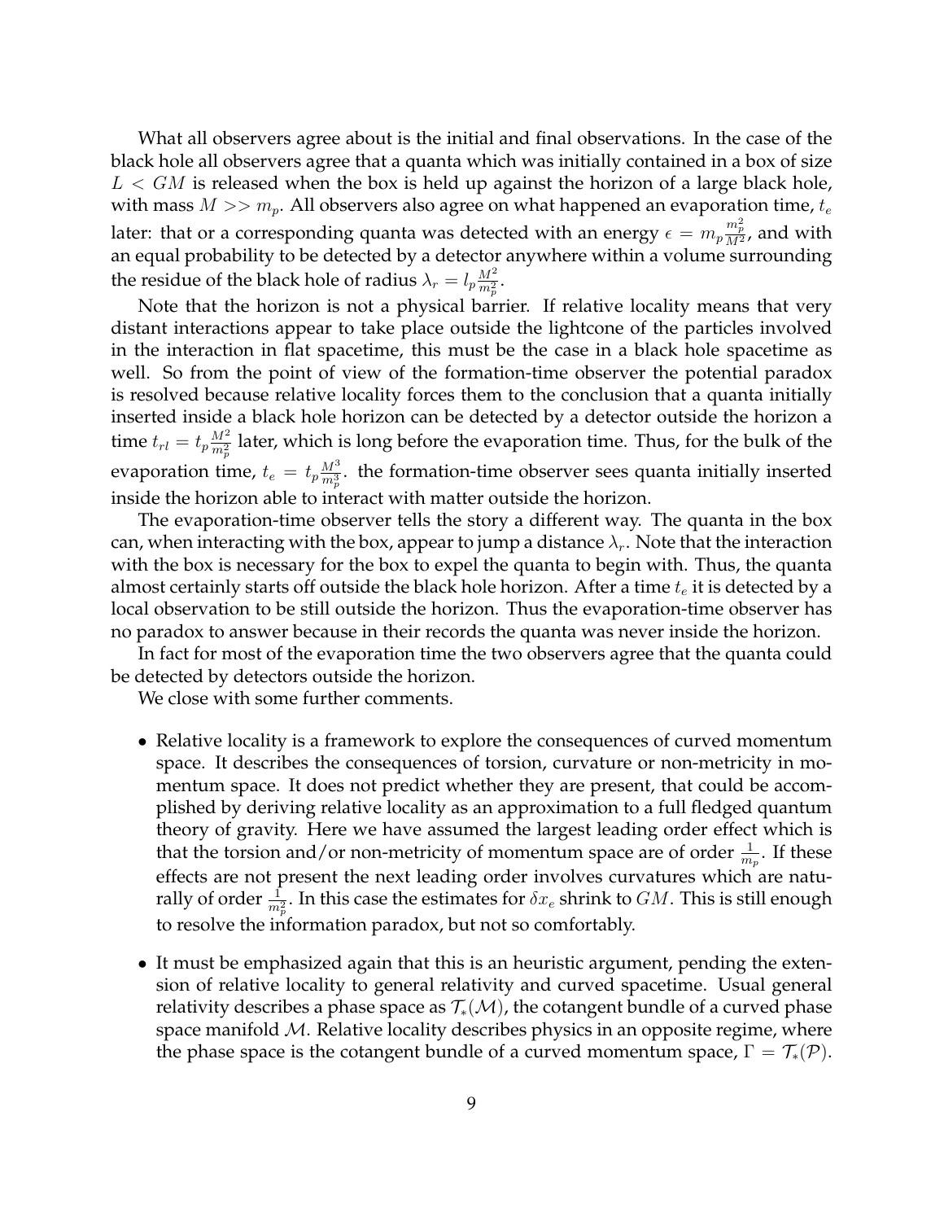What all observers agree about is the initial and final observations. In the case of the black hole all observers agree that a quanta which was initially contained in a box of size $L < GM$ is released when the box is held up against the horizon of a large black hole, with mass $M >> m_p$. All observers also agree on what happened an evaporation time, $t_e$ later: that or a corresponding quanta was detected with an energy $\epsilon = m_p \frac{m_p^2}{M^2}$, and with an equal probability to be detected by a detector anywhere within a volume surrounding the residue of the black hole of radius $\lambda_r = l_p \frac{M^2}{m_p^2}$.

Note that the horizon is not a physical barrier. If relative locality means that very distant interactions appear to take place outside the lightcone of the particles involved in the interaction in flat spacetime, this must be the case in a black hole spacetime as well. So from the point of view of the formation-time observer the potential paradox is resolved because relative locality forces them to the conclusion that a quanta initially inserted inside a black hole horizon can be detected by a detector outside the horizon a time $t_{rl} = t_p \frac{M^2}{m_p^2}$ later, which is long before the evaporation time. Thus, for the bulk of the evaporation time, $t_e = t_p \frac{M^3}{m_p^3}$. the formation-time observer sees quanta initially inserted inside the horizon able to interact with matter outside the horizon.

The evaporation-time observer tells the story a different way. The quanta in the box can, when interacting with the box, appear to jump a distance $\lambda_r$. Note that the interaction with the box is necessary for the box to expel the quanta to begin with. Thus, the quanta almost certainly starts off outside the black hole horizon. After a time $t_e$ it is detected by a local observation to be still outside the horizon. Thus the evaporation-time observer has no paradox to answer because in their records the quanta was never inside the horizon.

In fact for most of the evaporation time the two observers agree that the quanta could be detected by detectors outside the horizon.

We close with some further comments.

- Relative locality is a framework to explore the consequences of curved momentum space. It describes the consequences of torsion, curvature or non-metricity in momentum space. It does not predict whether they are present, that could be accomplished by deriving relative locality as an approximation to a full fledged quantum theory of gravity. Here we have assumed the largest leading order effect which is that the torsion and/or non-metricity of momentum space are of order $\frac{1}{m_p}$. If these effects are not present the next leading order involves curvatures which are naturally of order $\frac{1}{m_p^2}$. In this case the estimates for $\delta x_e$ shrink to $GM$. This is still enough to resolve the information paradox, but not so comfortably.

- It must be emphasized again that this is an heuristic argument, pending the extension of relative locality to general relativity and curved spacetime. Usual general relativity describes a phase space as $\mathcal{T}_*(\mathcal{M})$, the cotangent bundle of a curved phase space manifold $\mathcal{M}$. Relative locality describes physics in an opposite regime, where the phase space is the cotangent bundle of a curved momentum space, $\Gamma = \mathcal{T}_*(\mathcal{P})$.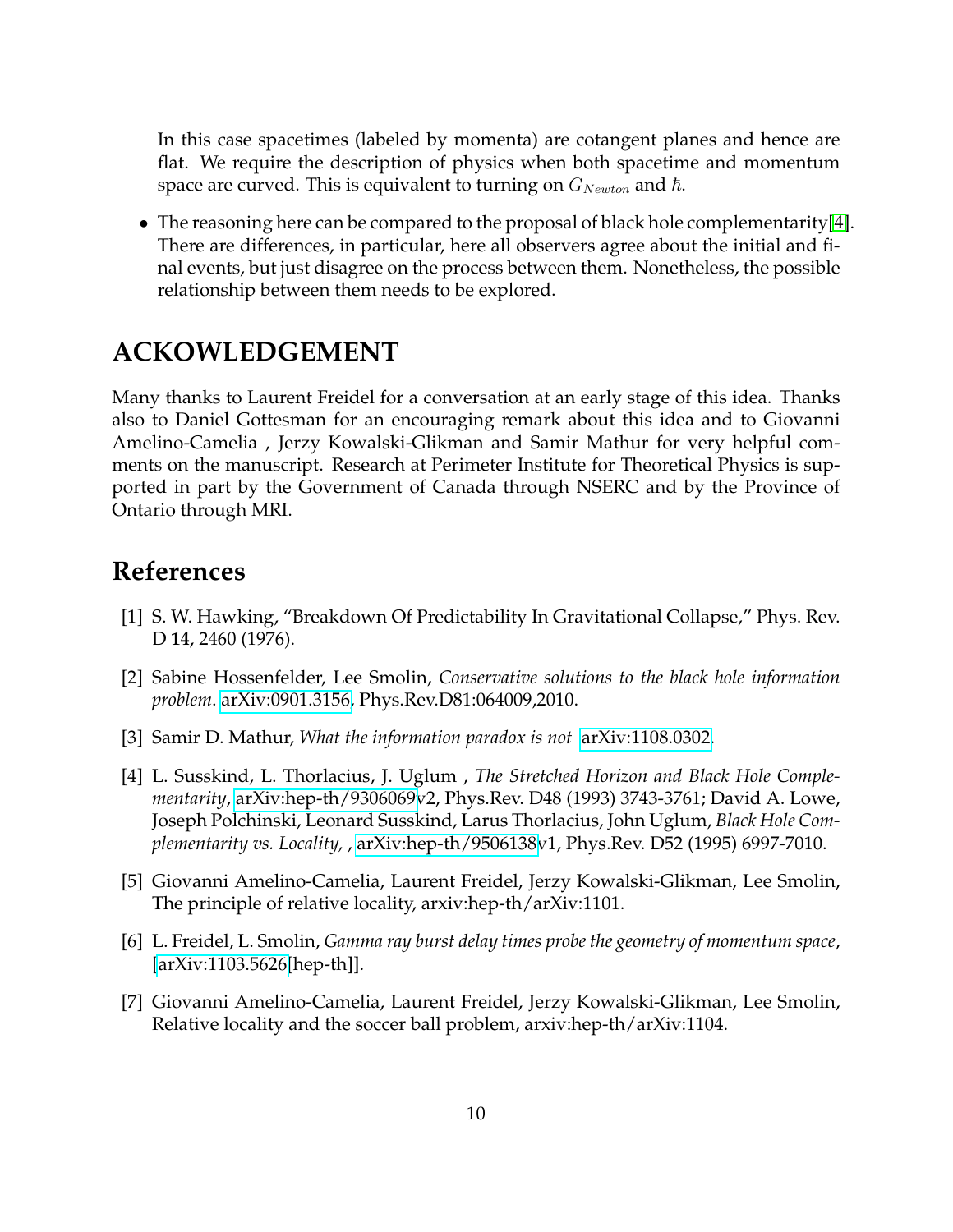In this case spacetimes (labeled by momenta) are cotangent planes and hence are flat. We require the description of physics when both spacetime and momentum space are curved. This is equivalent to turning on $G_{Newton}$ and $\hbar$.

- The reasoning here can be compared to the proposal of black hole complementarity[4]. There are differences, in particular, here all observers agree about the initial and final events, but just disagree on the process between them. Nonetheless, the possible relationship between them needs to be explored.

## ACKOWLEDGEMENT

Many thanks to Laurent Freidel for a conversation at an early stage of this idea. Thanks also to Daniel Gottesman for an encouraging remark about this idea and to Giovanni Amelino-Camelia , Jerzy Kowalski-Glikman and Samir Mathur for very helpful comments on the manuscript. Research at Perimeter Institute for Theoretical Physics is supported in part by the Government of Canada through NSERC and by the Province of Ontario through MRI.

## References

[1] S. W. Hawking, "Breakdown Of Predictability In Gravitational Collapse," Phys. Rev. D **14**, 2460 (1976).

[2] Sabine Hossenfelder, Lee Smolin, *Conservative solutions to the black hole information problem.* arXiv:0901.3156, Phys.Rev.D81:064009,2010.

[3] Samir D. Mathur, *What the information paradox is not* arXiv:1108.0302.

[4] L. Susskind, L. Thorlacius, J. Uglum , *The Stretched Horizon and Black Hole Complementarity*, arXiv:hep-th/9306069v2, Phys.Rev. D48 (1993) 3743-3761; David A. Lowe, Joseph Polchinski, Leonard Susskind, Larus Thorlacius, John Uglum, *Black Hole Complementarity vs. Locality*, , arXiv:hep-th/9506138v1, Phys.Rev. D52 (1995) 6997-7010.

[5] Giovanni Amelino-Camelia, Laurent Freidel, Jerzy Kowalski-Glikman, Lee Smolin, The principle of relative locality, arxiv:hep-th/arXiv:1101.

[6] L. Freidel, L. Smolin, *Gamma ray burst delay times probe the geometry of momentum space*, [arXiv:1103.5626[hep-th]].

[7] Giovanni Amelino-Camelia, Laurent Freidel, Jerzy Kowalski-Glikman, Lee Smolin, Relative locality and the soccer ball problem, arxiv:hep-th/arXiv:1104.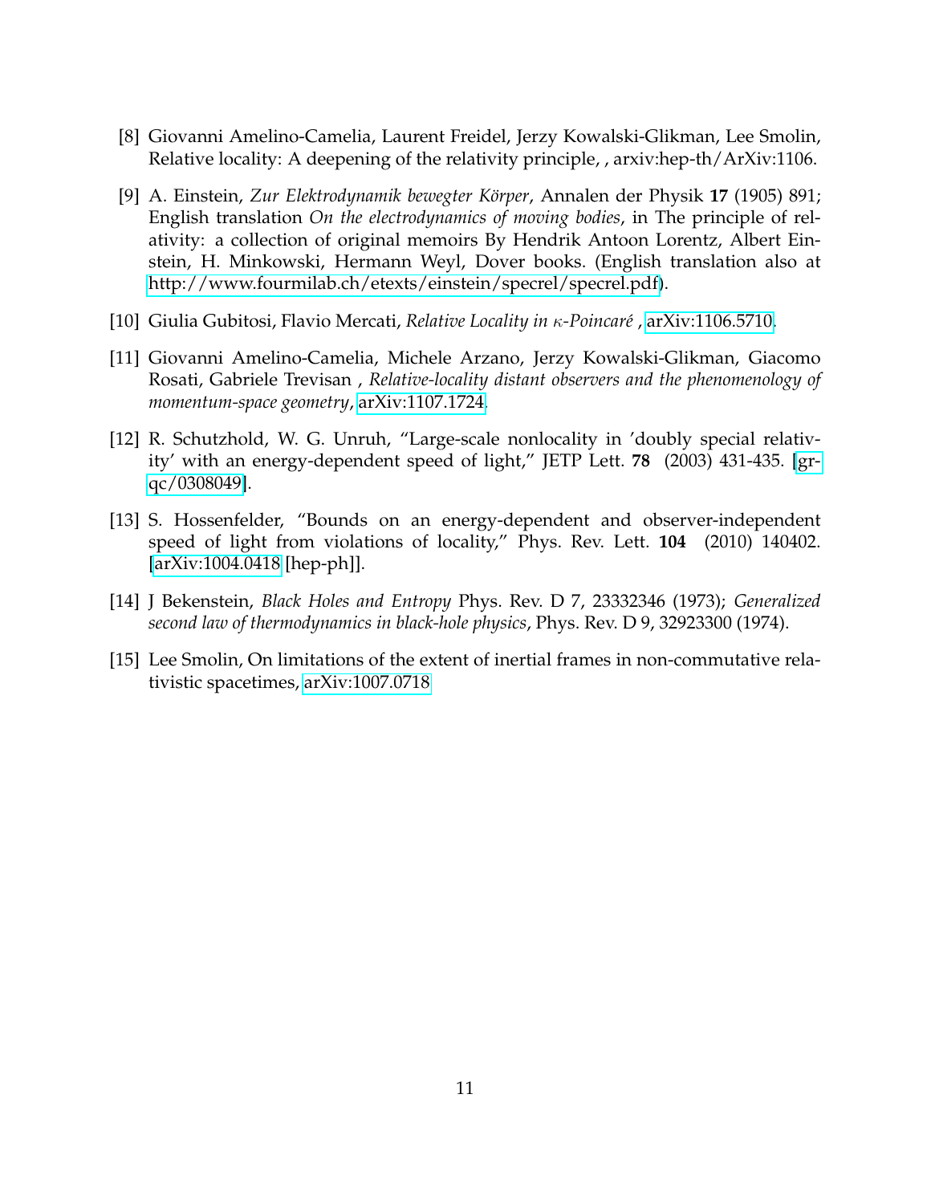[8] Giovanni Amelino-Camelia, Laurent Freidel, Jerzy Kowalski-Glikman, Lee Smolin, Relative locality: A deepening of the relativity principle, , arxiv:hep-th/ArXiv:1106.

[9] A. Einstein, *Zur Elektrodynamik bewegter Körper*, Annalen der Physik **17** (1905) 891; English translation *On the electrodynamics of moving bodies*, in The principle of relativity: a collection of original memoirs By Hendrik Antoon Lorentz, Albert Einstein, H. Minkowski, Hermann Weyl, Dover books. (English translation also at http://www.fourmilab.ch/etexts/einstein/specrel/specrel.pdf).

[10] Giulia Gubitosi, Flavio Mercati, *Relative Locality in $\kappa$-Poincaré* , arXiv:1106.5710.

[11] Giovanni Amelino-Camelia, Michele Arzano, Jerzy Kowalski-Glikman, Giacomo Rosati, Gabriele Trevisan , *Relative-locality distant observers and the phenomenology of momentum-space geometry*, arXiv:1107.1724.

[12] R. Schutzhold, W. G. Unruh, "Large-scale nonlocality in 'doubly special relativity' with an energy-dependent speed of light," JETP Lett. **78** (2003) 431-435. [gr-qc/0308049].

[13] S. Hossenfelder, "Bounds on an energy-dependent and observer-independent speed of light from violations of locality," Phys. Rev. Lett. **104** (2010) 140402. [arXiv:1004.0418 [hep-ph]].

[14] J Bekenstein, *Black Holes and Entropy* Phys. Rev. D 7, 23332346 (1973); *Generalized second law of thermodynamics in black-hole physics*, Phys. Rev. D 9, 32923300 (1974).

[15] Lee Smolin, On limitations of the extent of inertial frames in non-commutative relativistic spacetimes, arXiv:1007.0718